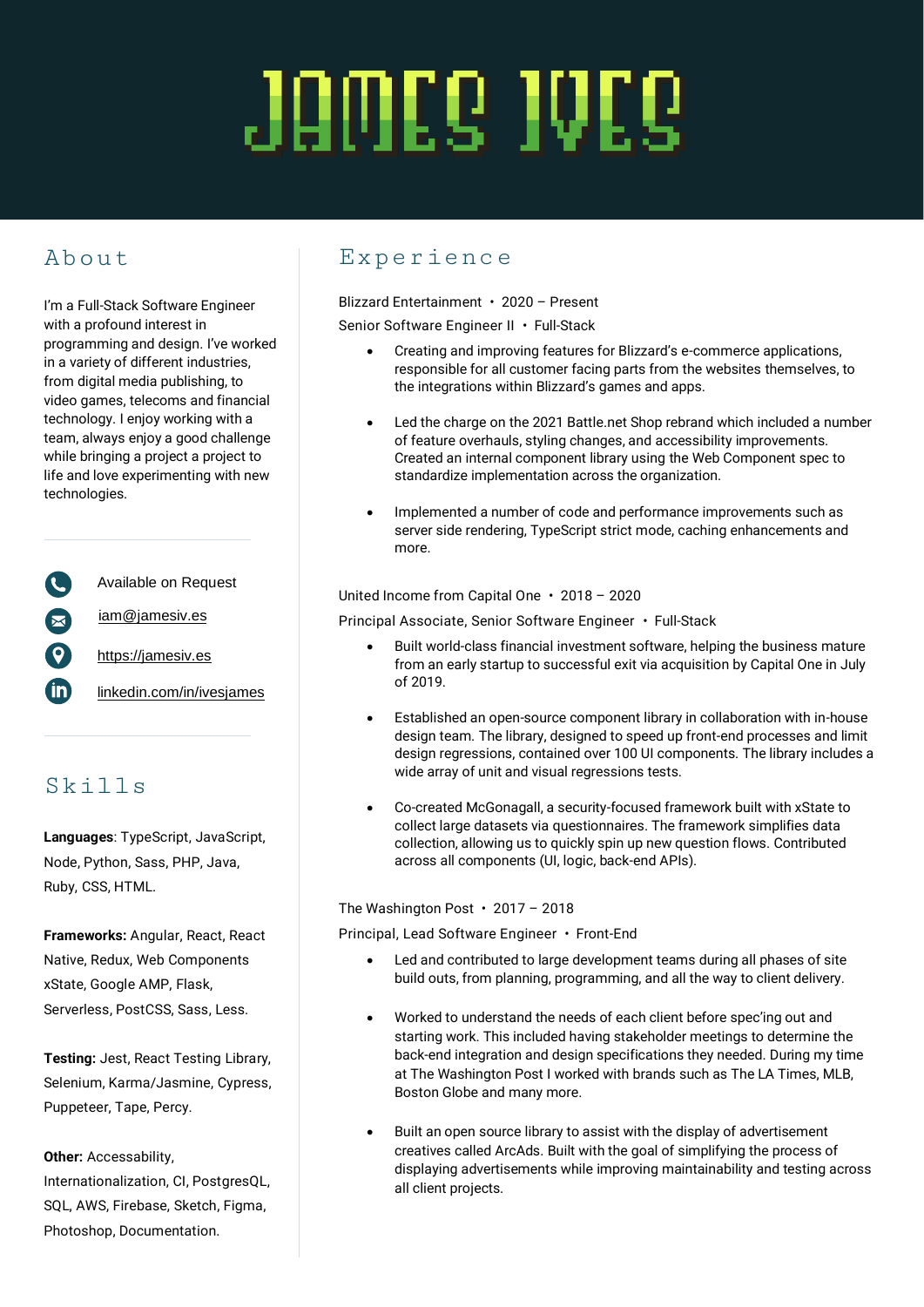# JAMES IVES

## About

I'm a Full-Stack Software Engineer with a profound interest in programming and design. I've worked in a variety of different industries, from digital media publishing, to video games, telecoms and financial technology. I enjoy working with a team, always enjoy a good challenge while bringing a project a project to life and love experimenting with new technologies.

- Available on Request
- iam@jamesiv.es
- https://jamesiv.es
- linkedin.com/in/ivesjames

## Skills

**Languages**: TypeScript, JavaScript, Node, Python, Sass, PHP, Java, Ruby, CSS, HTML.

**Frameworks:** Angular, React, React Native, Redux, Web Components xState, Google AMP, Flask, Serverless, PostCSS, Sass, Less.

**Testing:** Jest, React Testing Library, Selenium, Karma/Jasmine, Cypress, Puppeteer, Tape, Percy.

**Other:** Accessability, Internationalization, CI, PostgresQL, SQL, AWS, Firebase, Sketch, Figma, Photoshop, Documentation.

## Experience

Blizzard Entertainment • 2020 – Present
Senior Software Engineer II • Full-Stack

- Creating and improving features for Blizzard's e-commerce applications, responsible for all customer facing parts from the websites themselves, to the integrations within Blizzard's games and apps.
- Led the charge on the 2021 Battle.net Shop rebrand which included a number of feature overhauls, styling changes, and accessibility improvements. Created an internal component library using the Web Component spec to standardize implementation across the organization.
- Implemented a number of code and performance improvements such as server side rendering, TypeScript strict mode, caching enhancements and more.

United Income from Capital One • 2018 – 2020
Principal Associate, Senior Software Engineer • Full-Stack

- Built world-class financial investment software, helping the business mature from an early startup to successful exit via acquisition by Capital One in July of 2019.
- Established an open-source component library in collaboration with in-house design team. The library, designed to speed up front-end processes and limit design regressions, contained over 100 UI components. The library includes a wide array of unit and visual regressions tests.
- Co-created McGonagall, a security-focused framework built with xState to collect large datasets via questionnaires. The framework simplifies data collection, allowing us to quickly spin up new question flows. Contributed across all components (UI, logic, back-end APIs).

The Washington Post • 2017 – 2018
Principal, Lead Software Engineer • Front-End

- Led and contributed to large development teams during all phases of site build outs, from planning, programming, and all the way to client delivery.
- Worked to understand the needs of each client before spec'ing out and starting work. This included having stakeholder meetings to determine the back-end integration and design specifications they needed. During my time at The Washington Post I worked with brands such as The LA Times, MLB, Boston Globe and many more.
- Built an open source library to assist with the display of advertisement creatives called ArcAds. Built with the goal of simplifying the process of displaying advertisements while improving maintainability and testing across all client projects.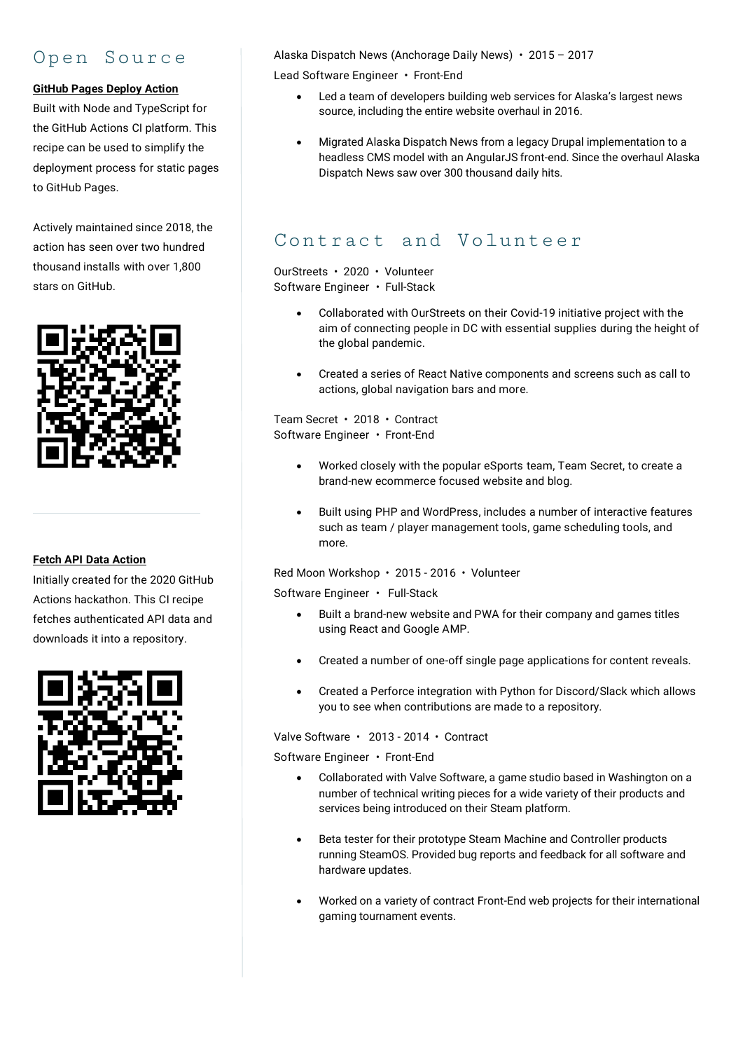## Open Source

**GitHub Pages Deploy Action**

Built with Node and TypeScript for the GitHub Actions CI platform. This recipe can be used to simplify the deployment process for static pages to GitHub Pages.

Actively maintained since 2018, the action has seen over two hundred thousand installs with over 1,800 stars on GitHub.

**Fetch API Data Action**

Initially created for the 2020 GitHub Actions hackathon. This CI recipe fetches authenticated API data and downloads it into a repository.

Alaska Dispatch News (Anchorage Daily News) • 2015 – 2017

Lead Software Engineer • Front-End

- Led a team of developers building web services for Alaska's largest news source, including the entire website overhaul in 2016.
- Migrated Alaska Dispatch News from a legacy Drupal implementation to a headless CMS model with an AngularJS front-end. Since the overhaul Alaska Dispatch News saw over 300 thousand daily hits.

## Contract and Volunteer

OurStreets • 2020 • Volunteer
Software Engineer • Full-Stack

- Collaborated with OurStreets on their Covid-19 initiative project with the aim of connecting people in DC with essential supplies during the height of the global pandemic.
- Created a series of React Native components and screens such as call to actions, global navigation bars and more.

Team Secret • 2018 • Contract
Software Engineer • Front-End

- Worked closely with the popular eSports team, Team Secret, to create a brand-new ecommerce focused website and blog.
- Built using PHP and WordPress, includes a number of interactive features such as team / player management tools, game scheduling tools, and more.

Red Moon Workshop • 2015 - 2016 • Volunteer

Software Engineer • Full-Stack

- Built a brand-new website and PWA for their company and games titles using React and Google AMP.
- Created a number of one-off single page applications for content reveals.
- Created a Perforce integration with Python for Discord/Slack which allows you to see when contributions are made to a repository.

Valve Software • 2013 - 2014 • Contract

Software Engineer • Front-End

- Collaborated with Valve Software, a game studio based in Washington on a number of technical writing pieces for a wide variety of their products and services being introduced on their Steam platform.
- Beta tester for their prototype Steam Machine and Controller products running SteamOS. Provided bug reports and feedback for all software and hardware updates.
- Worked on a variety of contract Front-End web projects for their international gaming tournament events.